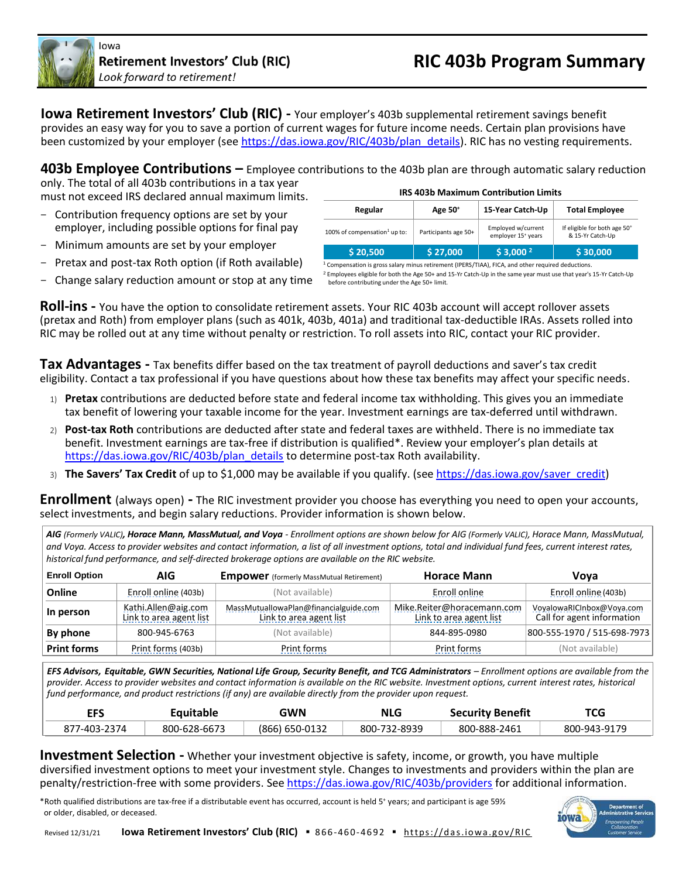Iowa
**Retirement Investors' Club (RIC)**
*Look forward to retirement!*

# RIC 403b Program Summary

**Iowa Retirement Investors' Club (RIC) -** Your employer's 403b supplemental retirement savings benefit provides an easy way for you to save a portion of current wages for future income needs. Certain plan provisions have been customized by your employer (see https://das.iowa.gov/RIC/403b/plan_details). RIC has no vesting requirements.

## 403b Employee Contributions –

Employee contributions to the 403b plan are through automatic salary reduction only. The total of all 403b contributions in a tax year must not exceed IRS declared annual maximum limits.

- Contribution frequency options are set by your employer, including possible options for final pay
- Minimum amounts are set by your employer
- Pretax and post-tax Roth option (if Roth available)
- Change salary reduction amount or stop at any time

**IRS 403b Maximum Contribution Limits**

| Regular | Age 50+ | 15-Year Catch-Up | Total Employee |
|---|---|---|---|
| 100% of compensation[1] up to: | Participants age 50+ | Employed w/current employer 15+ years | If eligible for both age 50+ & 15-Yr Catch-Up |
| $ 20,500 | $ 27,000 | $ 3,000 [2] | $ 30,000 |

[1] Compensation is gross salary minus retirement (IPERS/TIAA), FICA, and other required deductions.
[2] Employees eligible for both the Age 50+ and 15-Yr Catch-Up in the same year must use that year's 15-Yr Catch-Up before contributing under the Age 50+ limit.

## Roll-ins -

You have the option to consolidate retirement assets. Your RIC 403b account will accept rollover assets (pretax and Roth) from employer plans (such as 401k, 403b, 401a) and traditional tax-deductible IRAs. Assets rolled into RIC may be rolled out at any time without penalty or restriction. To roll assets into RIC, contact your RIC provider.

## Tax Advantages -

Tax benefits differ based on the tax treatment of payroll deductions and saver's tax credit eligibility. Contact a tax professional if you have questions about how these tax benefits may affect your specific needs.

1) **Pretax** contributions are deducted before state and federal income tax withholding. This gives you an immediate tax benefit of lowering your taxable income for the year. Investment earnings are tax-deferred until withdrawn.
2) **Post-tax Roth** contributions are deducted after state and federal taxes are withheld. There is no immediate tax benefit. Investment earnings are tax-free if distribution is qualified*. Review your employer's plan details at https://das.iowa.gov/RIC/403b/plan_details to determine post-tax Roth availability.
3) **The Savers' Tax Credit** of up to $1,000 may be available if you qualify. (see https://das.iowa.gov/saver_credit)

## Enrollment (always open) -

The RIC investment provider you choose has everything you need to open your accounts, select investments, and begin salary reductions. Provider information is shown below.

***AIG** (Formerly VALIC)**, Horace Mann, MassMutual, and Voya** - Enrollment options are shown below for AIG (Formerly VALIC), Horace Mann, MassMutual, and Voya. Access to provider websites and contact information, a list of all investment options, total and individual fund fees, current interest rates, historical fund performance, and self-directed brokerage options are available on the RIC website.*

| Enroll Option | AIG | Empower (formerly MassMutual Retirement) | Horace Mann | Voya |
|---|---|---|---|---|
| **Online** | Enroll online (403b) | (Not available) | Enroll online | Enroll online (403b) |
| **In person** | Kathi.Allen@aig.com Link to area agent list | MassMutualIowaPlan@financialguide.com Link to area agent list | Mike.Reiter@horacemann.com Link to area agent list | VoyaIowaRICInbox@Voya.com Call for agent information |
| **By phone** | 800-945-6763 | (Not available) | 844-895-0980 | 800-555-1970 / 515-698-7973 |
| **Print forms** | Print forms (403b) | Print forms | Print forms | (Not available) |

***EFS Advisors, Equitable, GWN Securities, National Life Group, Security Benefit, and TCG Administrators** – Enrollment options are available from the provider. Access to provider websites and contact information is available on the RIC website. Investment options, current interest rates, historical fund performance, and product restrictions (if any) are available directly from the provider upon request.*

| EFS | Equitable | GWN | NLG | Security Benefit | TCG |
|---|---|---|---|---|---|
| 877-403-2374 | 800-628-6673 | (866) 650-0132 | 800-732-8939 | 800-888-2461 | 800-943-9179 |

## Investment Selection -

Whether your investment objective is safety, income, or growth, you have multiple diversified investment options to meet your investment style. Changes to investments and providers within the plan are penalty/restriction-free with some providers. See https://das.iowa.gov/RIC/403b/providers for additional information.

*Roth qualified distributions are tax-free if a distributable event has occurred, account is held 5+ years; and participant is age 59½ or older, disabled, or deceased.

Revised 12/31/21 **Iowa Retirement Investors' Club (RIC)** ▪ 866-460-4692 ▪ https://das.iowa.gov/RIC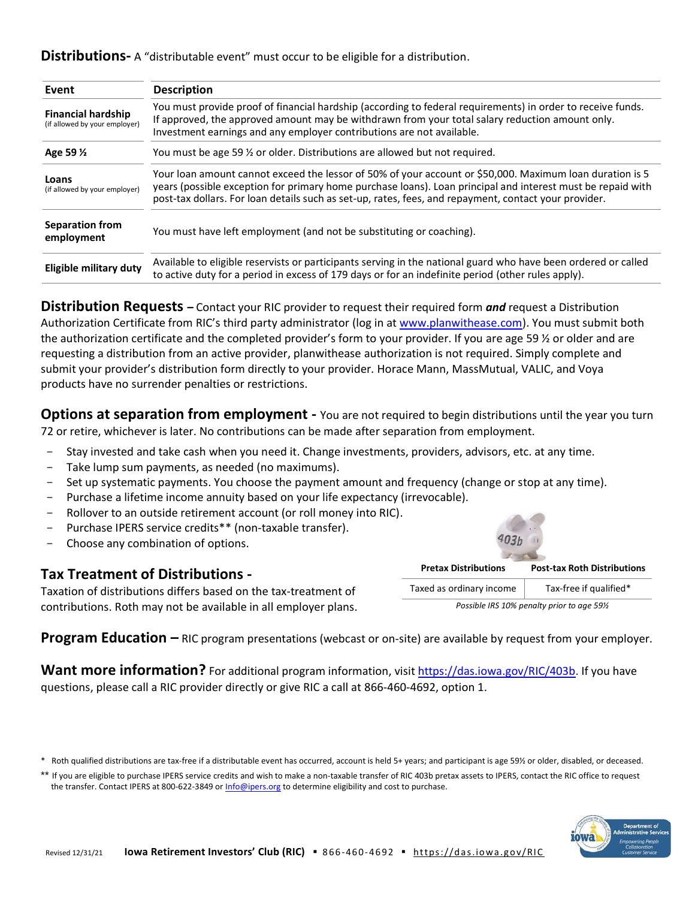**Distributions-** A "distributable event" must occur to be eligible for a distribution.

| Event | Description |
|---|---|
| **Financial hardship** (if allowed by your employer) | You must provide proof of financial hardship (according to federal requirements) in order to receive funds. If approved, the approved amount may be withdrawn from your total salary reduction amount only. Investment earnings and any employer contributions are not available. |
| **Age 59 ½** | You must be age 59 ½ or older. Distributions are allowed but not required. |
| **Loans** (if allowed by your employer) | Your loan amount cannot exceed the lessor of 50% of your account or $50,000. Maximum loan duration is 5 years (possible exception for primary home purchase loans). Loan principal and interest must be repaid with post-tax dollars. For loan details such as set-up, rates, fees, and repayment, contact your provider. |
| **Separation from employment** | You must have left employment (and not be substituting or coaching). |
| **Eligible military duty** | Available to eligible reservists or participants serving in the national guard who have been ordered or called to active duty for a period in excess of 179 days or for an indefinite period (other rules apply). |

**Distribution Requests –** Contact your RIC provider to request their required form ***and*** request a Distribution Authorization Certificate from RIC's third party administrator (log in at www.planwithease.com). You must submit both the authorization certificate and the completed provider's form to your provider. If you are age 59 ½ or older and are requesting a distribution from an active provider, planwithease authorization is not required. Simply complete and submit your provider's distribution form directly to your provider. Horace Mann, MassMutual, VALIC, and Voya products have no surrender penalties or restrictions.

**Options at separation from employment -** You are not required to begin distributions until the year you turn 72 or retire, whichever is later. No contributions can be made after separation from employment.

- Stay invested and take cash when you need it. Change investments, providers, advisors, etc. at any time.
- Take lump sum payments, as needed (no maximums).
- Set up systematic payments. You choose the payment amount and frequency (change or stop at any time).
- Purchase a lifetime income annuity based on your life expectancy (irrevocable).
- Rollover to an outside retirement account (or roll money into RIC).
- Purchase IPERS service credits** (non-taxable transfer).
- Choose any combination of options.

**Tax Treatment of Distributions -**

Taxation of distributions differs based on the tax-treatment of contributions. Roth may not be available in all employer plans.

| Pretax Distributions | Post-tax Roth Distributions |
|---|---|
| Taxed as ordinary income | Tax-free if qualified* |

*Possible IRS 10% penalty prior to age 59½*

**Program Education –** RIC program presentations (webcast or on-site) are available by request from your employer.

**Want more information?** For additional program information, visit https://das.iowa.gov/RIC/403b. If you have questions, please call a RIC provider directly or give RIC a call at 866-460-4692, option 1.

\* Roth qualified distributions are tax-free if a distributable event has occurred, account is held 5+ years; and participant is age 59½ or older, disabled, or deceased.

** If you are eligible to purchase IPERS service credits and wish to make a non-taxable transfer of RIC 403b pretax assets to IPERS, contact the RIC office to request the transfer. Contact IPERS at 800-622-3849 or Info@ipers.org to determine eligibility and cost to purchase.

Revised 12/31/21 **Iowa Retirement Investors' Club (RIC)** ▪ 866-460-4692 ▪ https://das.iowa.gov/RIC